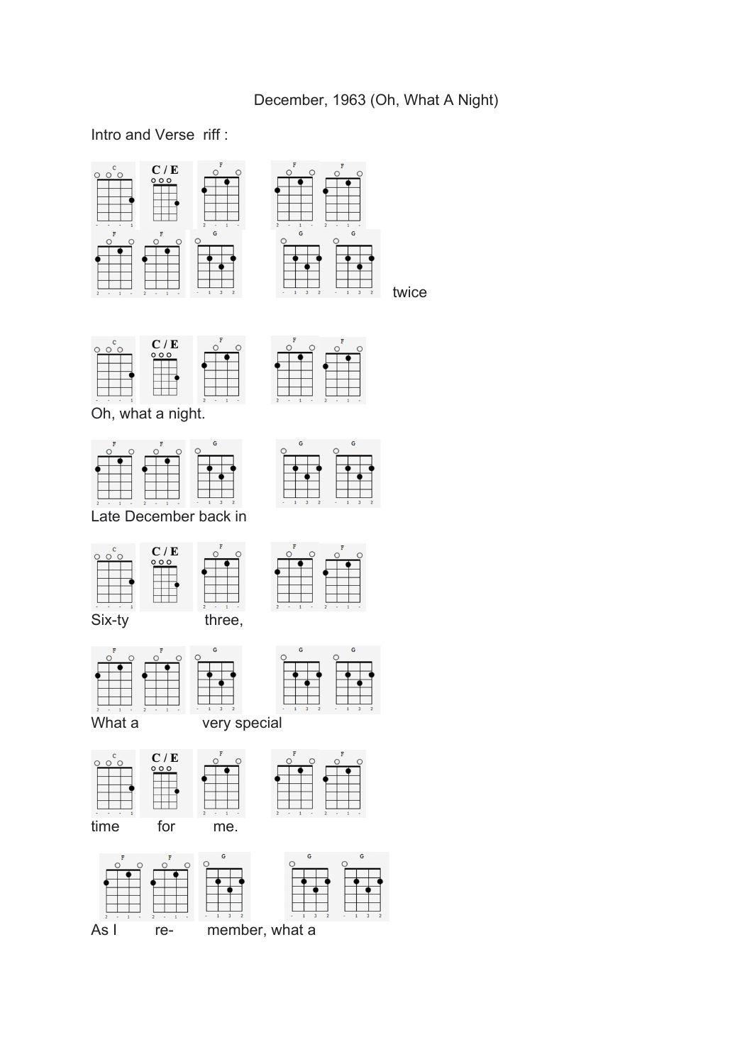December, 1963 (Oh, What A Night)

Intro and Verse riff :

C C / E F F F
F F G G G twice

C C / E F F F
Oh, what a night.

F F G G G
Late December back in

C C / E F F F
Six-ty three,

F F G G G
What a very special

C C / E F F F
time for me.

F F G G G
As I re- member, what a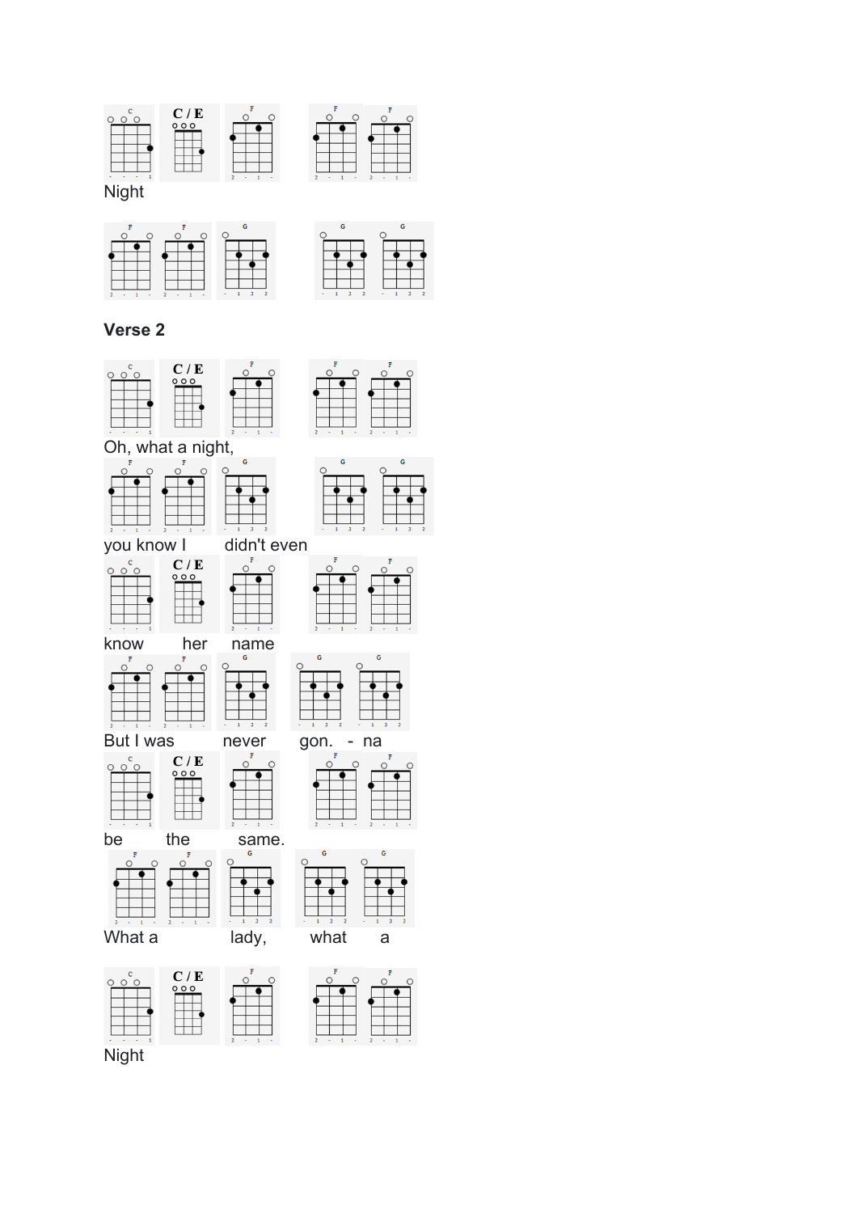C C / E F F F

Night

F F G G G

## Verse 2

C C / E F F F

Oh, what a night,

F F G G G

you know I didn't even

C C / E F F F

know her name

F F G G G

But I was never gon. - na

C C / E F F F

be the same.

F F G G G

What a lady, what a

C C / E F F F

Night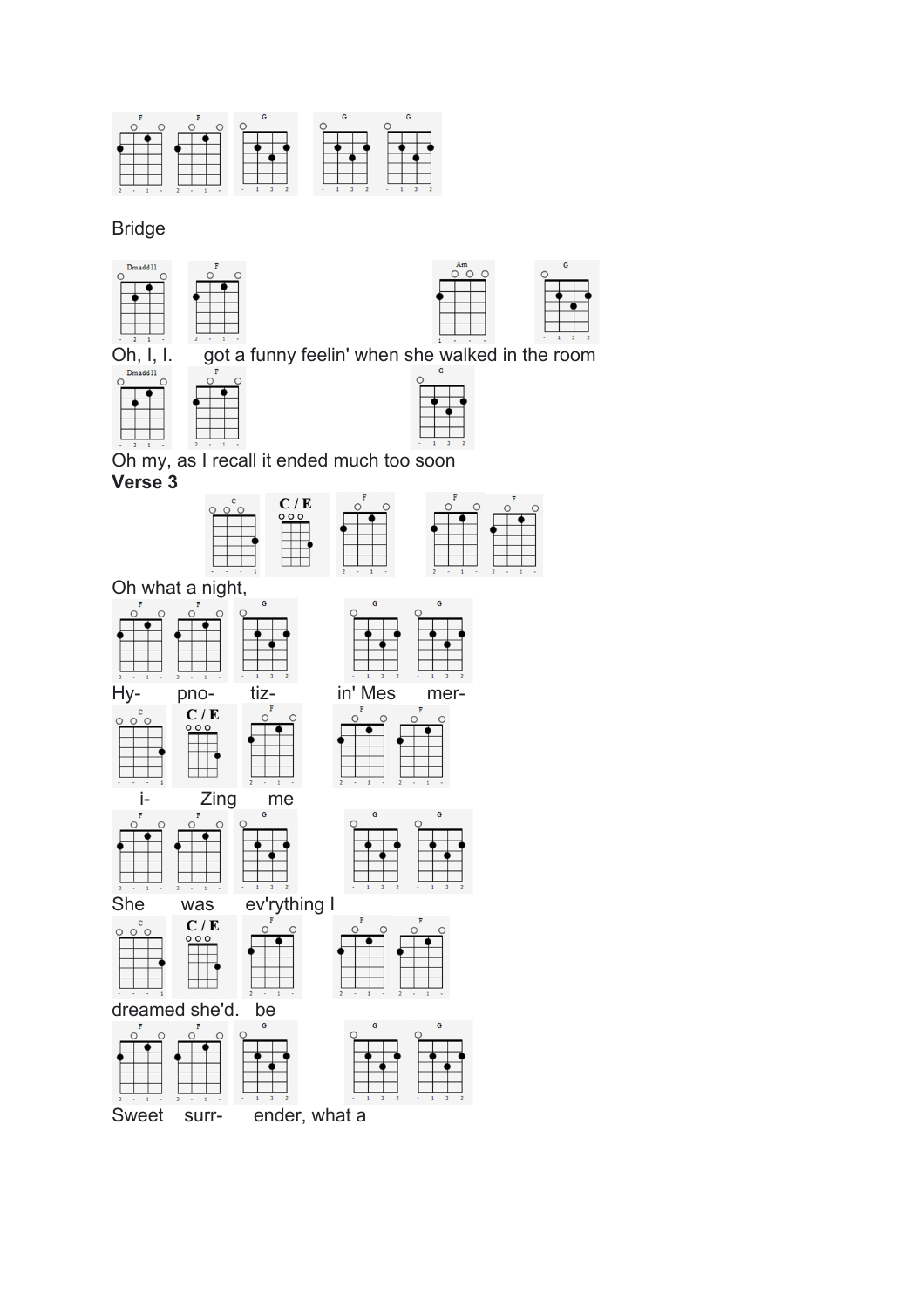F F G G G

Bridge

Dmadd11 F Am G

Oh, I, I.     got a funny feelin' when she walked in the room

Dmadd11 F G

Oh my, as I recall it ended much too soon

**Verse 3**

C C / E F F F

Oh what a night,

F F G G G

Hy-     pno-     tiz-     in' Mes     mer-

C C / E F F F

i-     Zing     me

F F G G G

She     was     ev'rything I

C C / E F F F

dreamed she'd.   be

F F G G G

Sweet     surr-     ender, what a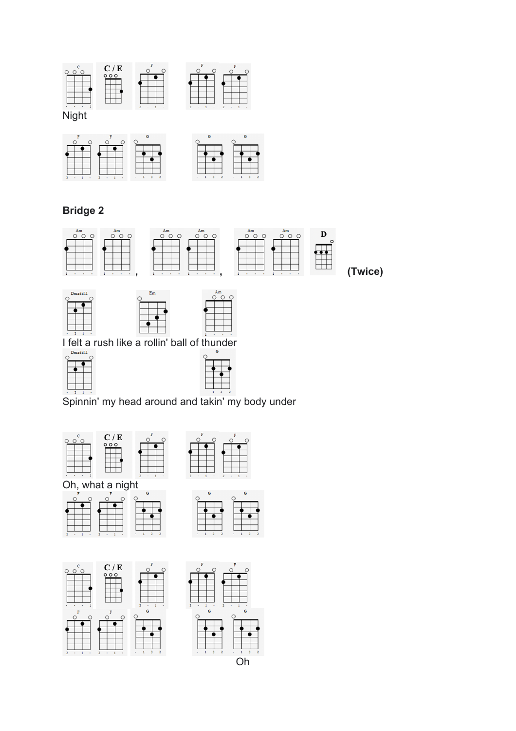C C / E F F F

Night

F F G G G

## Bridge 2

Am Am, Am Am, Am Am D **(Twice)**

Dmadd11 Em Am

I felt a rush like a rollin' ball of thunder

Dmadd11 G

Spinnin' my head around and takin' my body under

C C / E F F F

Oh, what a night

F F G G G

C C / E F F F

F F G G G

Oh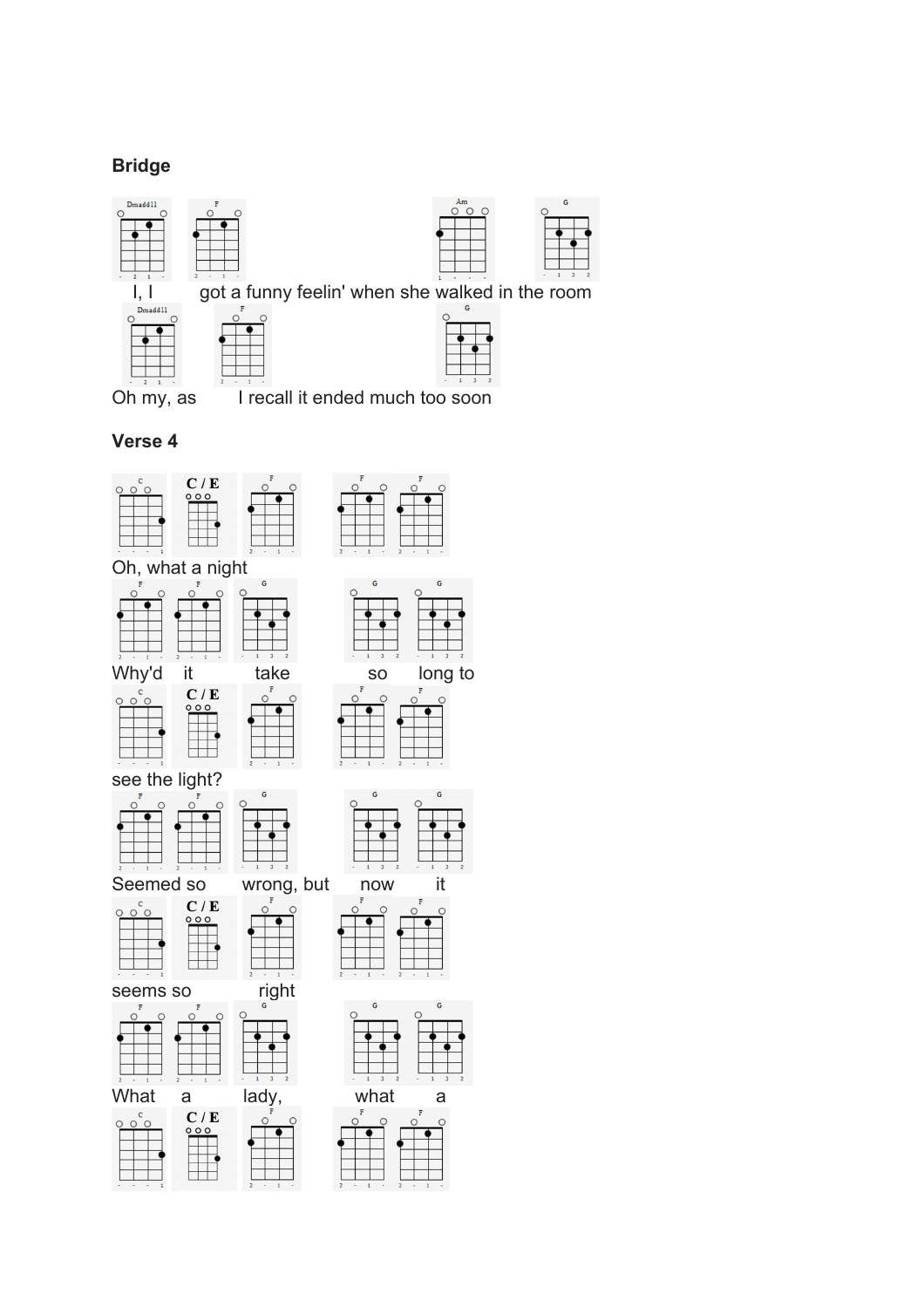## Bridge

Dmadd11 F Am G

I, I got a funny feelin' when she walked in the room

Dmadd11 F G

Oh my, as I recall it ended much too soon

## Verse 4

C C / E F F F

Oh, what a night

F F G G G

Why'd it take so long to

C C / E F F F

see the light?

F F G G G

Seemed so wrong, but now it

C C / E F F F

seems so right

F F G G G

What a lady, what a

C C / E F F F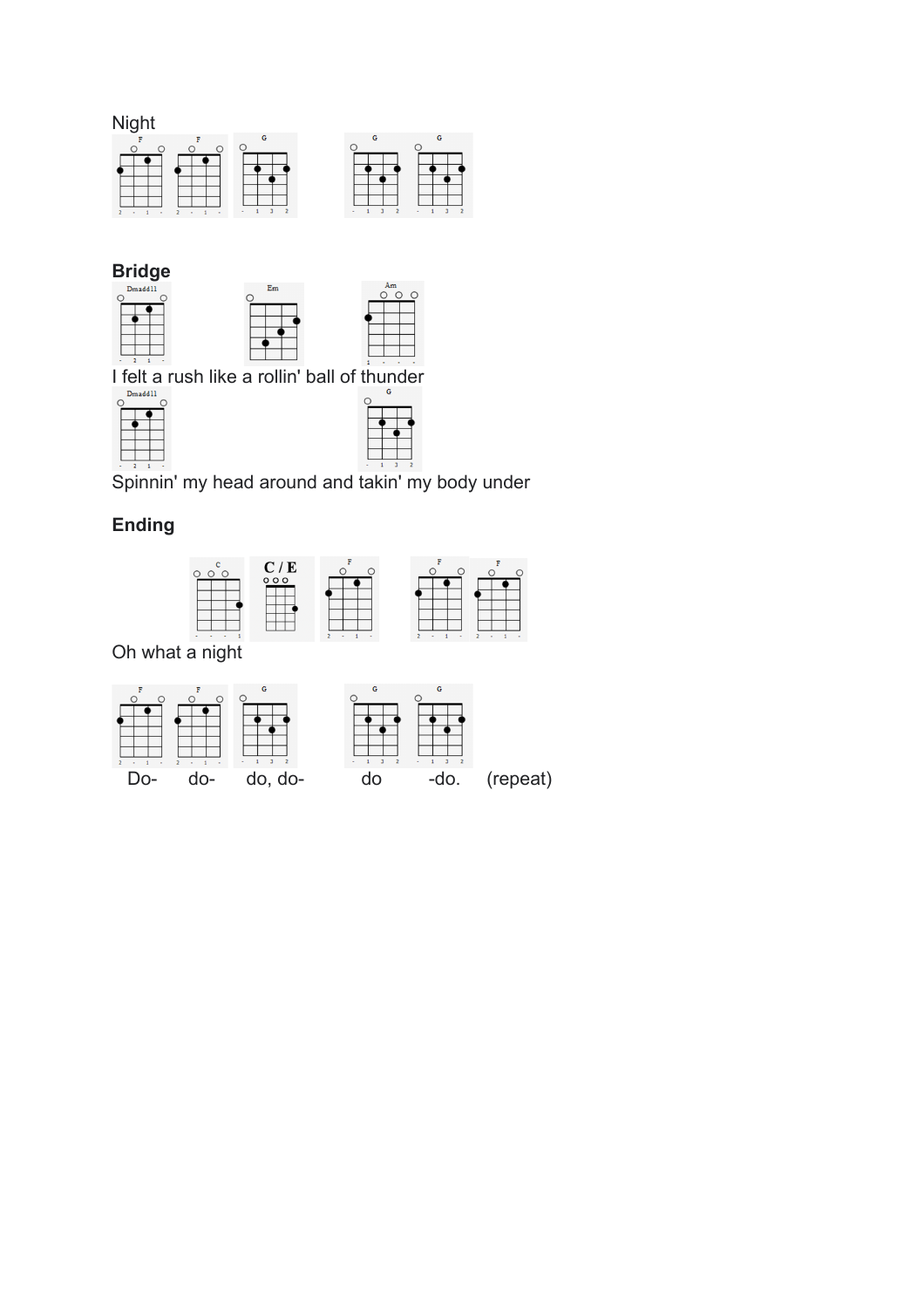Night

F F G G G

**Bridge**

Dmadd11 Em Am

I felt a rush like a rollin' ball of thunder

Dmadd11 G

Spinnin' my head around and takin' my body under

**Ending**

C C / E F F F

Oh what a night

F F G G G

Do- do- do, do- do -do. (repeat)